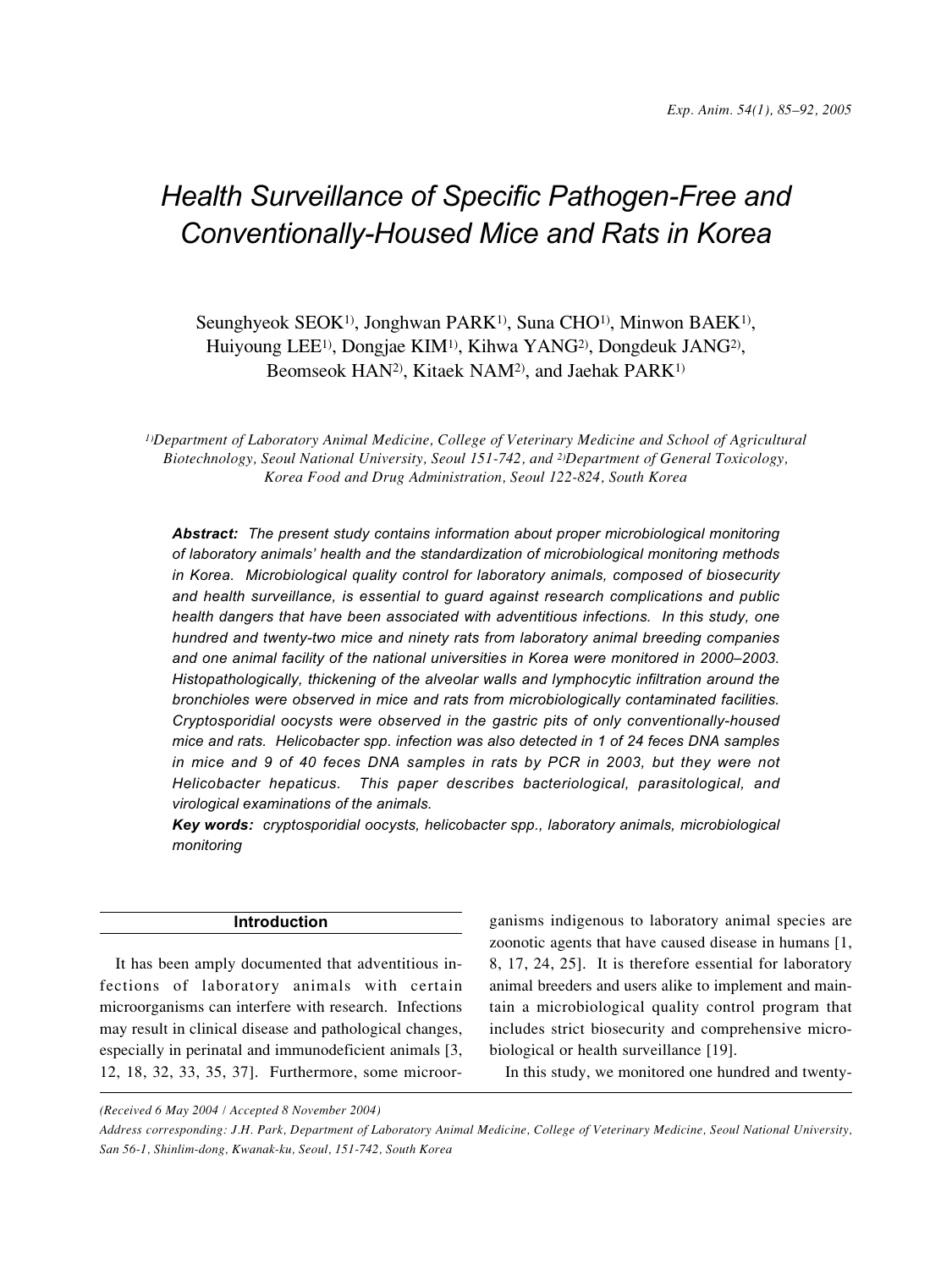# Health Surveillance of Specific Pathogen-Free and Conventionally-Housed Mice and Rats in Korea

Seunghyeok SEOK[1], Jonghwan PARK[1], Suna CHO[1], Minwon BAEK[1], Huiyoung LEE[1], Dongjae KIM[1], Kihwa YANG[2], Dongdeuk JANG[2], Beomseok HAN[2], Kitaek NAM[2], and Jaehak PARK[1]

*[1]Department of Laboratory Animal Medicine, College of Veterinary Medicine and School of Agricultural Biotechnology, Seoul National University, Seoul 151-742, and [2]Department of General Toxicology, Korea Food and Drug Administration, Seoul 122-824, South Korea*

***Abstract:*** *The present study contains information about proper microbiological monitoring of laboratory animals' health and the standardization of microbiological monitoring methods in Korea. Microbiological quality control for laboratory animals, composed of biosecurity and health surveillance, is essential to guard against research complications and public health dangers that have been associated with adventitious infections. In this study, one hundred and twenty-two mice and ninety rats from laboratory animal breeding companies and one animal facility of the national universities in Korea were monitored in 2000–2003. Histopathologically, thickening of the alveolar walls and lymphocytic infiltration around the bronchioles were observed in mice and rats from microbiologically contaminated facilities. Cryptosporidial oocysts were observed in the gastric pits of only conventionally-housed mice and rats. Helicobacter spp. infection was also detected in 1 of 24 feces DNA samples in mice and 9 of 40 feces DNA samples in rats by PCR in 2003, but they were not Helicobacter hepaticus. This paper describes bacteriological, parasitological, and virological examinations of the animals.*

***Key words:*** *cryptosporidial oocysts, helicobacter spp., laboratory animals, microbiological monitoring*

## Introduction

It has been amply documented that adventitious infections of laboratory animals with certain microorganisms can interfere with research. Infections may result in clinical disease and pathological changes, especially in perinatal and immunodeficient animals [3, 12, 18, 32, 33, 35, 37]. Furthermore, some microorganisms indigenous to laboratory animal species are zoonotic agents that have caused disease in humans [1, 8, 17, 24, 25]. It is therefore essential for laboratory animal breeders and users alike to implement and maintain a microbiological quality control program that includes strict biosecurity and comprehensive microbiological or health surveillance [19].

In this study, we monitored one hundred and twenty-

*(Received 6 May 2004 / Accepted 8 November 2004)*

*Address corresponding: J.H. Park, Department of Laboratory Animal Medicine, College of Veterinary Medicine, Seoul National University, San 56-1, Shinlim-dong, Kwanak-ku, Seoul, 151-742, South Korea*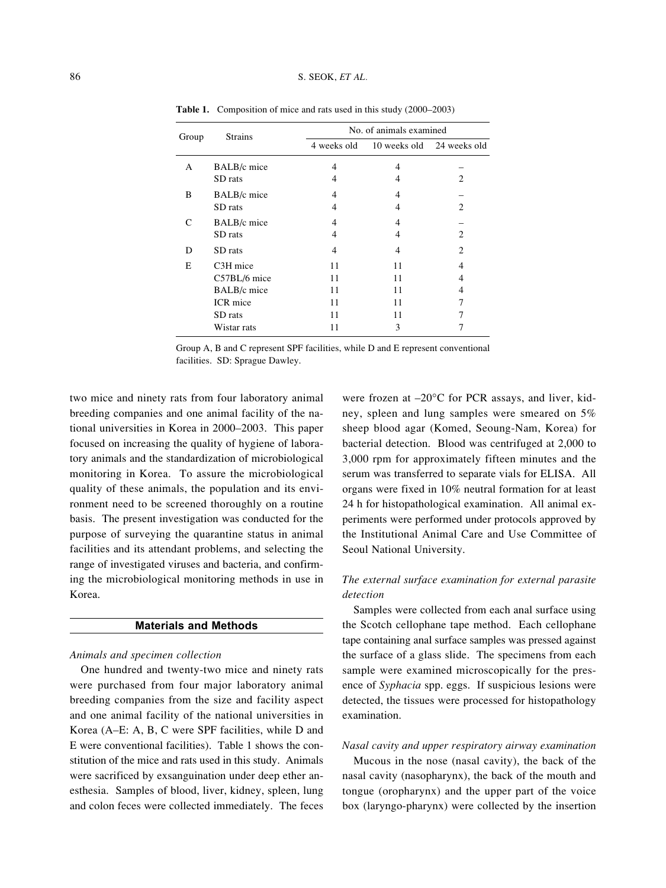**Table 1.** Composition of mice and rats used in this study (2000–2003)

| Group | Strains | No. of animals examined | | |
|---|---|---|---|---|
| | | 4 weeks old | 10 weeks old | 24 weeks old |
| A | BALB/c mice | 4 | 4 | – |
| | SD rats | 4 | 4 | 2 |
| B | BALB/c mice | 4 | 4 | – |
| | SD rats | 4 | 4 | 2 |
| C | BALB/c mice | 4 | 4 | – |
| | SD rats | 4 | 4 | 2 |
| D | SD rats | 4 | 4 | 2 |
| E | C3H mice | 11 | 11 | 4 |
| | C57BL/6 mice | 11 | 11 | 4 |
| | BALB/c mice | 11 | 11 | 4 |
| | ICR mice | 11 | 11 | 7 |
| | SD rats | 11 | 11 | 7 |
| | Wistar rats | 11 | 3 | 7 |

Group A, B and C represent SPF facilities, while D and E represent conventional facilities. SD: Sprague Dawley.

two mice and ninety rats from four laboratory animal breeding companies and one animal facility of the national universities in Korea in 2000–2003. This paper focused on increasing the quality of hygiene of laboratory animals and the standardization of microbiological monitoring in Korea. To assure the microbiological quality of these animals, the population and its environment need to be screened thoroughly on a routine basis. The present investigation was conducted for the purpose of surveying the quarantine status in animal facilities and its attendant problems, and selecting the range of investigated viruses and bacteria, and confirming the microbiological monitoring methods in use in Korea.

## Materials and Methods

### *Animals and specimen collection*

One hundred and twenty-two mice and ninety rats were purchased from four major laboratory animal breeding companies from the size and facility aspect and one animal facility of the national universities in Korea (A–E: A, B, C were SPF facilities, while D and E were conventional facilities). Table 1 shows the constitution of the mice and rats used in this study. Animals were sacrificed by exsanguination under deep ether anesthesia. Samples of blood, liver, kidney, spleen, lung and colon feces were collected immediately. The feces were frozen at –20°C for PCR assays, and liver, kidney, spleen and lung samples were smeared on 5% sheep blood agar (Komed, Seoung-Nam, Korea) for bacterial detection. Blood was centrifuged at 2,000 to 3,000 rpm for approximately fifteen minutes and the serum was transferred to separate vials for ELISA. All organs were fixed in 10% neutral formation for at least 24 h for histopathological examination. All animal experiments were performed under protocols approved by the Institutional Animal Care and Use Committee of Seoul National University.

### *The external surface examination for external parasite detection*

Samples were collected from each anal surface using the Scotch cellophane tape method. Each cellophane tape containing anal surface samples was pressed against the surface of a glass slide. The specimens from each sample were examined microscopically for the presence of *Syphacia* spp. eggs. If suspicious lesions were detected, the tissues were processed for histopathology examination.

### *Nasal cavity and upper respiratory airway examination*

Mucous in the nose (nasal cavity), the back of the nasal cavity (nasopharynx), the back of the mouth and tongue (oropharynx) and the upper part of the voice box (laryngo-pharynx) were collected by the insertion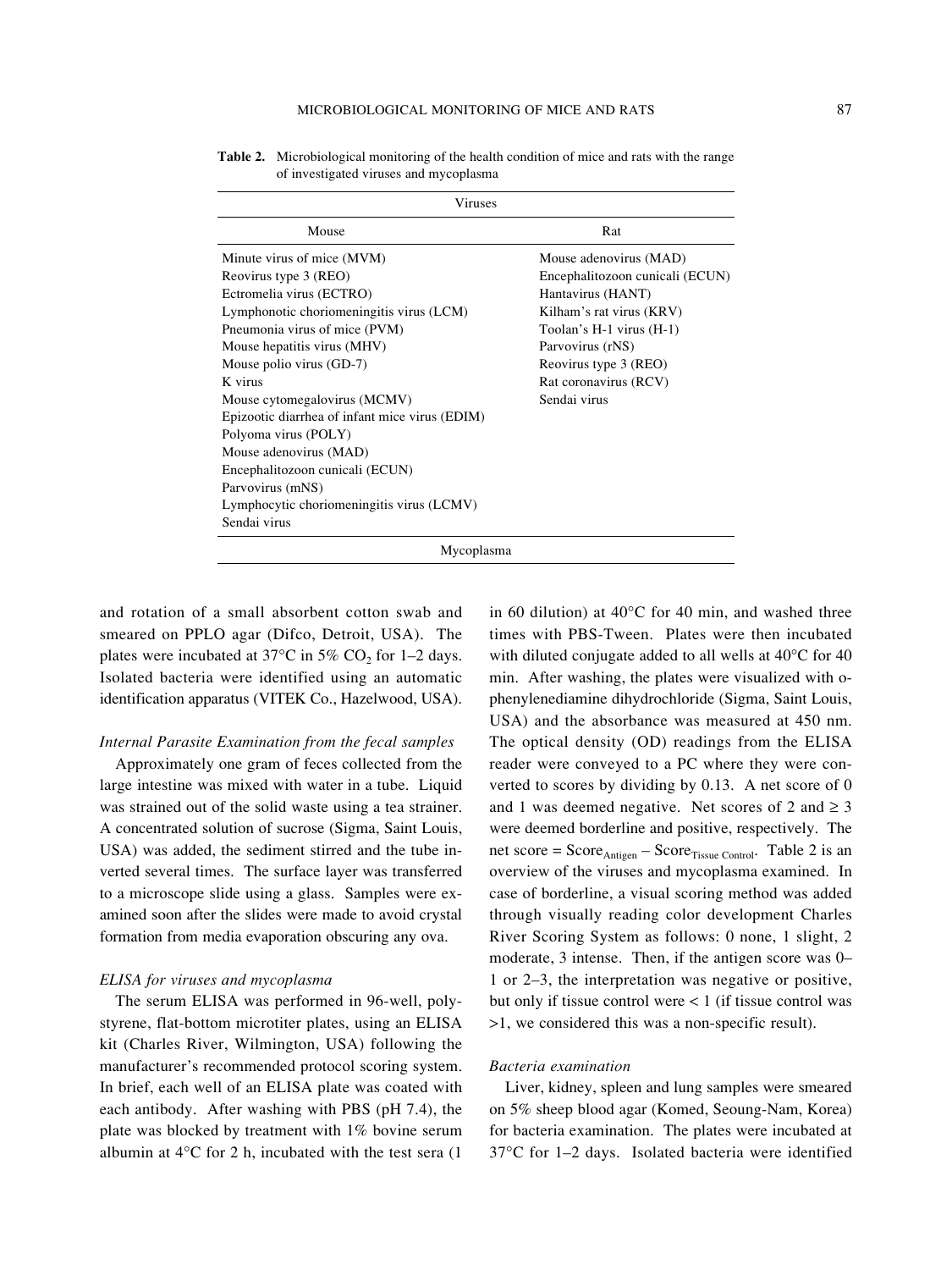**Table 2.** Microbiological monitoring of the health condition of mice and rats with the range of investigated viruses and mycoplasma

| Viruses | |
|---|---|
| Mouse | Rat |
| Minute virus of mice (MVM) | Mouse adenovirus (MAD) |
| Reovirus type 3 (REO) | Encephalitozoon cunicali (ECUN) |
| Ectromelia virus (ECTRO) | Hantavirus (HANT) |
| Lymphonotic choriomeningitis virus (LCM) | Kilham's rat virus (KRV) |
| Pneumonia virus of mice (PVM) | Toolan's H-1 virus (H-1) |
| Mouse hepatitis virus (MHV) | Parvovirus (rNS) |
| Mouse polio virus (GD-7) | Reovirus type 3 (REO) |
| K virus | Rat coronavirus (RCV) |
| Mouse cytomegalovirus (MCMV) | Sendai virus |
| Epizootic diarrhea of infant mice virus (EDIM) | |
| Polyoma virus (POLY) | |
| Mouse adenovirus (MAD) | |
| Encephalitozoon cunicali (ECUN) | |
| Parvovirus (mNS) | |
| Lymphocytic choriomeningitis virus (LCMV) | |
| Sendai virus | |
| Mycoplasma | |

and rotation of a small absorbent cotton swab and smeared on PPLO agar (Difco, Detroit, USA). The plates were incubated at 37°C in 5% $CO_2$ for 1–2 days. Isolated bacteria were identified using an automatic identification apparatus (VITEK Co., Hazelwood, USA).

*Internal Parasite Examination from the fecal samples*

Approximately one gram of feces collected from the large intestine was mixed with water in a tube. Liquid was strained out of the solid waste using a tea strainer. A concentrated solution of sucrose (Sigma, Saint Louis, USA) was added, the sediment stirred and the tube inverted several times. The surface layer was transferred to a microscope slide using a glass. Samples were examined soon after the slides were made to avoid crystal formation from media evaporation obscuring any ova.

*ELISA for viruses and mycoplasma*

The serum ELISA was performed in 96-well, polystyrene, flat-bottom microtiter plates, using an ELISA kit (Charles River, Wilmington, USA) following the manufacturer's recommended protocol scoring system. In brief, each well of an ELISA plate was coated with each antibody. After washing with PBS (pH 7.4), the plate was blocked by treatment with 1% bovine serum albumin at 4°C for 2 h, incubated with the test sera (1 in 60 dilution) at 40°C for 40 min, and washed three times with PBS-Tween. Plates were then incubated with diluted conjugate added to all wells at 40°C for 40 min. After washing, the plates were visualized with o-phenylenediamine dihydrochloride (Sigma, Saint Louis, USA) and the absorbance was measured at 450 nm. The optical density (OD) readings from the ELISA reader were conveyed to a PC where they were converted to scores by dividing by 0.13. A net score of 0 and 1 was deemed negative. Net scores of 2 and $\geq 3$ were deemed borderline and positive, respectively. The net score = $\text{Score}_{\text{Antigen}} - \text{Score}_{\text{Tissue Control}}$. Table 2 is an overview of the viruses and mycoplasma examined. In case of borderline, a visual scoring method was added through visually reading color development Charles River Scoring System as follows: 0 none, 1 slight, 2 moderate, 3 intense. Then, if the antigen score was 0–1 or 2–3, the interpretation was negative or positive, but only if tissue control were $< 1$ (if tissue control was $>1$, we considered this was a non-specific result).

*Bacteria examination*

Liver, kidney, spleen and lung samples were smeared on 5% sheep blood agar (Komed, Seoung-Nam, Korea) for bacteria examination. The plates were incubated at 37°C for 1–2 days. Isolated bacteria were identified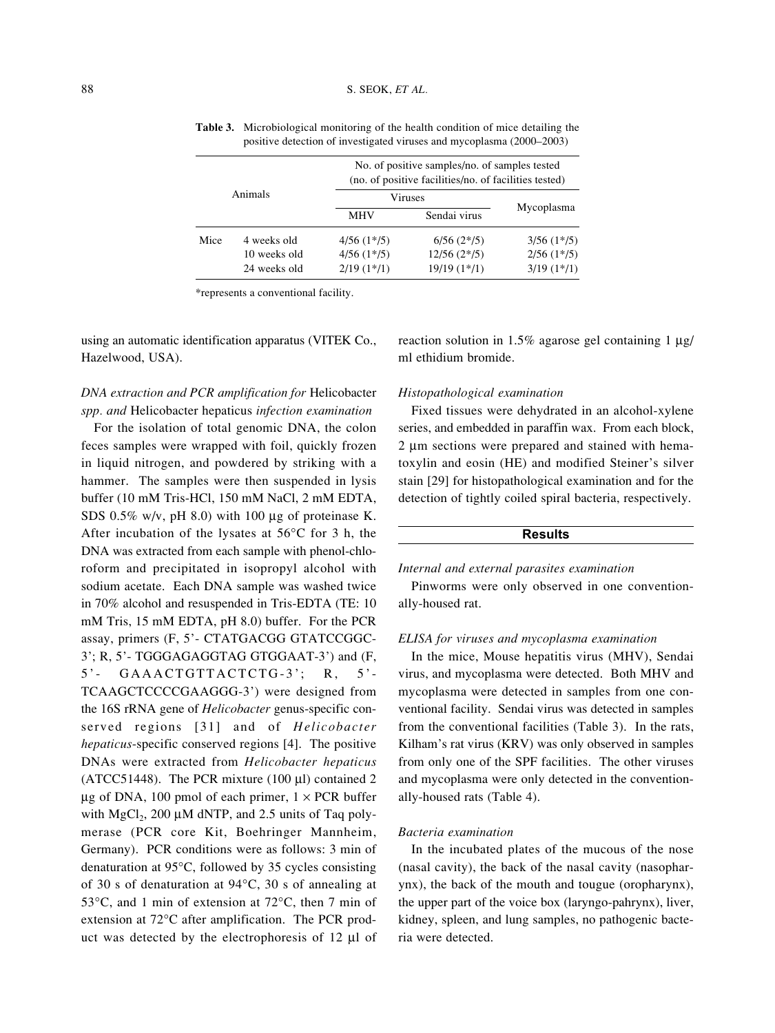**Table 3.** Microbiological monitoring of the health condition of mice detailing the positive detection of investigated viruses and mycoplasma (2000–2003)

| Animals | | No. of positive samples/no. of samples tested (no. of positive facilities/no. of facilities tested) | | |
|---|---|---|---|---|
| | | Viruses | | Mycoplasma |
| | | MHV | Sendai virus | |
| Mice | 4 weeks old | 4/56 (1*/5) | 6/56 (2*/5) | 3/56 (1*/5) |
| | 10 weeks old | 4/56 (1*/5) | 12/56 (2*/5) | 2/56 (1*/5) |
| | 24 weeks old | 2/19 (1*/1) | 19/19 (1*/1) | 3/19 (1*/1) |

*represents a conventional facility.

using an automatic identification apparatus (VITEK Co., Hazelwood, USA).

*DNA extraction and PCR amplification for* Helicobacter *spp. and* Helicobacter hepaticus *infection examination*

For the isolation of total genomic DNA, the colon feces samples were wrapped with foil, quickly frozen in liquid nitrogen, and powdered by striking with a hammer. The samples were then suspended in lysis buffer (10 mM Tris-HCl, 150 mM NaCl, 2 mM EDTA, SDS 0.5% w/v, pH 8.0) with 100 μg of proteinase K. After incubation of the lysates at 56°C for 3 h, the DNA was extracted from each sample with phenol-chloroform and precipitated in isopropyl alcohol with sodium acetate. Each DNA sample was washed twice in 70% alcohol and resuspended in Tris-EDTA (TE: 10 mM Tris, 15 mM EDTA, pH 8.0) buffer. For the PCR assay, primers (F, 5'- CTATGACGG GTATCCGGC-3'; R, 5'- TGGGAGAGGTAG GTGGAAT-3') and (F, 5'- GAAACTGTTACTCTG-3'; R, 5'-TCAAGCTCCCCGAAGGG-3') were designed from the 16S rRNA gene of *Helicobacter* genus-specific conserved regions [31] and of *Helicobacter hepaticus*-specific conserved regions [4]. The positive DNAs were extracted from *Helicobacter hepaticus* (ATCC51448). The PCR mixture (100 μl) contained 2 μg of DNA, 100 pmol of each primer, 1 × PCR buffer with $MgCl_2$, 200 μM dNTP, and 2.5 units of Taq polymerase (PCR core Kit, Boehringer Mannheim, Germany). PCR conditions were as follows: 3 min of denaturation at 95°C, followed by 35 cycles consisting of 30 s of denaturation at 94°C, 30 s of annealing at 53°C, and 1 min of extension at 72°C, then 7 min of extension at 72°C after amplification. The PCR product was detected by the electrophoresis of 12 μl of reaction solution in 1.5% agarose gel containing 1 μg/ml ethidium bromide.

*Histopathological examination*

Fixed tissues were dehydrated in an alcohol-xylene series, and embedded in paraffin wax. From each block, 2 μm sections were prepared and stained with hematoxylin and eosin (HE) and modified Steiner's silver stain [29] for histopathological examination and for the detection of tightly coiled spiral bacteria, respectively.

## Results

*Internal and external parasites examination*

Pinworms were only observed in one conventionally-housed rat.

*ELISA for viruses and mycoplasma examination*

In the mice, Mouse hepatitis virus (MHV), Sendai virus, and mycoplasma were detected. Both MHV and mycoplasma were detected in samples from one conventional facility. Sendai virus was detected in samples from the conventional facilities (Table 3). In the rats, Kilham's rat virus (KRV) was only observed in samples from only one of the SPF facilities. The other viruses and mycoplasma were only detected in the conventionally-housed rats (Table 4).

*Bacteria examination*

In the incubated plates of the mucous of the nose (nasal cavity), the back of the nasal cavity (nasopharynx), the back of the mouth and tougue (oropharynx), the upper part of the voice box (laryngo-pahrynx), liver, kidney, spleen, and lung samples, no pathogenic bacteria were detected.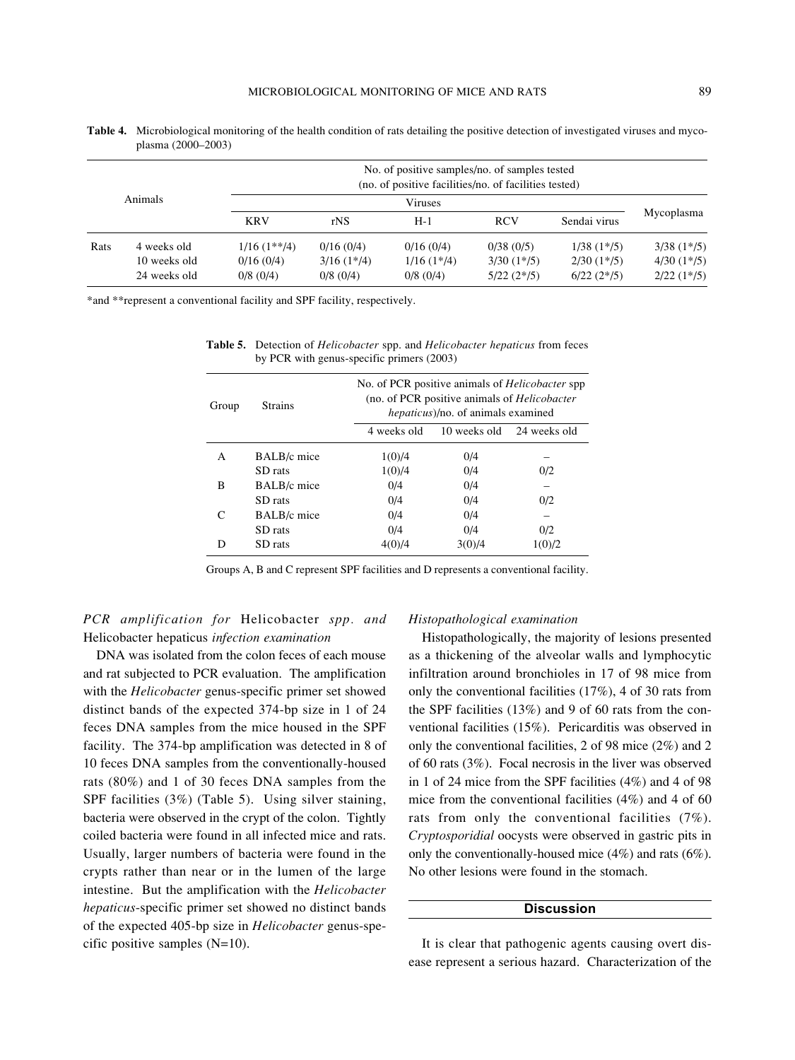**Table 4.** Microbiological monitoring of the health condition of rats detailing the positive detection of investigated viruses and mycoplasma (2000–2003)

| Animals | | No. of positive samples/no. of samples tested (no. of positive facilities/no. of facilities tested) | | | | | |
|---|---|---|---|---|---|---|---|
| | | Viruses | | | | | Mycoplasma |
| | | KRV | rNS | H-1 | RCV | Sendai virus | |
| Rats | 4 weeks old | 1/16 (1**/4) | 0/16 (0/4) | 0/16 (0/4) | 0/38 (0/5) | 1/38 (1*/5) | 3/38 (1*/5) |
| | 10 weeks old | 0/16 (0/4) | 3/16 (1*/4) | 1/16 (1*/4) | 3/30 (1*/5) | 2/30 (1*/5) | 4/30 (1*/5) |
| | 24 weeks old | 0/8 (0/4) | 0/8 (0/4) | 0/8 (0/4) | 5/22 (2*/5) | 6/22 (2*/5) | 2/22 (1*/5) |

*and **represent a conventional facility and SPF facility, respectively.

**Table 5.** Detection of *Helicobacter* spp. and *Helicobacter hepaticus* from feces by PCR with genus-specific primers (2003)

| Group | Strains | No. of PCR positive animals of *Helicobacter* spp (no. of PCR positive animals of *Helicobacter hepaticus*)/no. of animals examined | | |
|---|---|---|---|---|
| | | 4 weeks old | 10 weeks old | 24 weeks old |
| A | BALB/c mice | 1(0)/4 | 0/4 | – |
| | SD rats | 1(0)/4 | 0/4 | 0/2 |
| B | BALB/c mice | 0/4 | 0/4 | – |
| | SD rats | 0/4 | 0/4 | 0/2 |
| C | BALB/c mice | 0/4 | 0/4 | – |
| | SD rats | 0/4 | 0/4 | 0/2 |
| D | SD rats | 4(0)/4 | 3(0)/4 | 1(0)/2 |

Groups A, B and C represent SPF facilities and D represents a conventional facility.

### *PCR amplification for* Helicobacter *spp. and* Helicobacter hepaticus *infection examination*

DNA was isolated from the colon feces of each mouse and rat subjected to PCR evaluation. The amplification with the *Helicobacter* genus-specific primer set showed distinct bands of the expected 374-bp size in 1 of 24 feces DNA samples from the mice housed in the SPF facility. The 374-bp amplification was detected in 8 of 10 feces DNA samples from the conventionally-housed rats (80%) and 1 of 30 feces DNA samples from the SPF facilities (3%) (Table 5). Using silver staining, bacteria were observed in the crypt of the colon. Tightly coiled bacteria were found in all infected mice and rats. Usually, larger numbers of bacteria were found in the crypts rather than near or in the lumen of the large intestine. But the amplification with the *Helicobacter hepaticus*-specific primer set showed no distinct bands of the expected 405-bp size in *Helicobacter* genus-specific positive samples (N=10).

### *Histopathological examination*

Histopathologically, the majority of lesions presented as a thickening of the alveolar walls and lymphocytic infiltration around bronchioles in 17 of 98 mice from only the conventional facilities (17%), 4 of 30 rats from the SPF facilities (13%) and 9 of 60 rats from the conventional facilities (15%). Pericarditis was observed in only the conventional facilities, 2 of 98 mice (2%) and 2 of 60 rats (3%). Focal necrosis in the liver was observed in 1 of 24 mice from the SPF facilities (4%) and 4 of 98 mice from the conventional facilities (4%) and 4 of 60 rats from only the conventional facilities (7%). *Cryptosporidial* oocysts were observed in gastric pits in only the conventionally-housed mice (4%) and rats (6%). No other lesions were found in the stomach.

## Discussion

It is clear that pathogenic agents causing overt disease represent a serious hazard. Characterization of the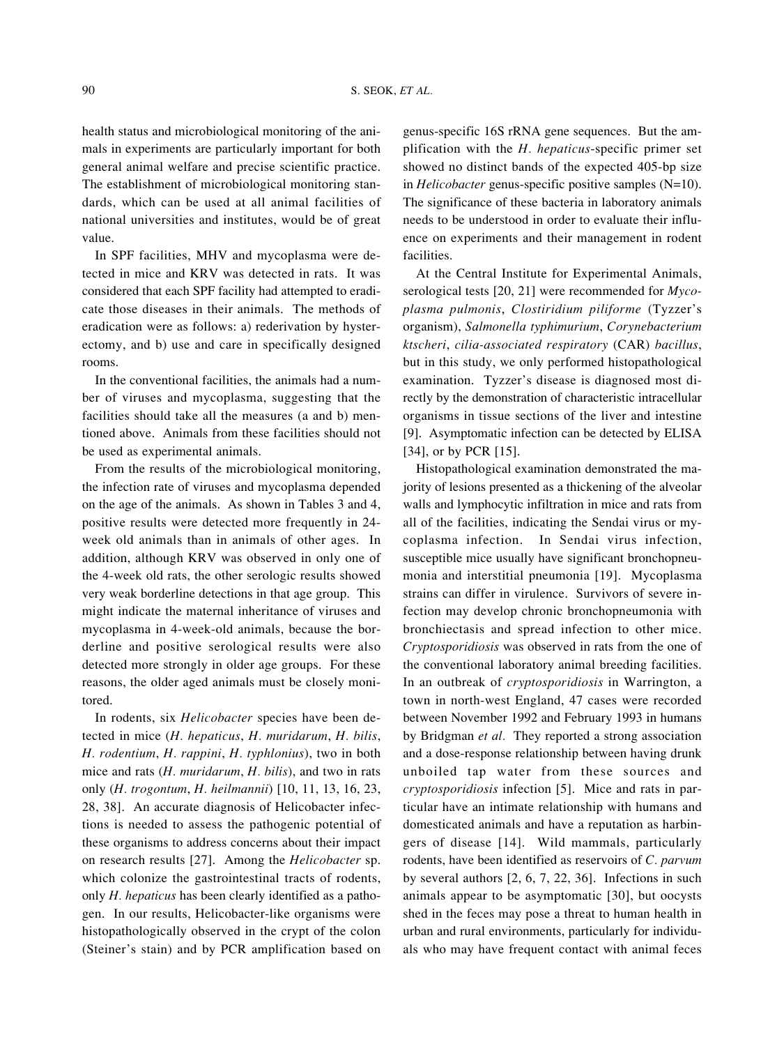health status and microbiological monitoring of the animals in experiments are particularly important for both general animal welfare and precise scientific practice. The establishment of microbiological monitoring standards, which can be used at all animal facilities of national universities and institutes, would be of great value.

In SPF facilities, MHV and mycoplasma were detected in mice and KRV was detected in rats. It was considered that each SPF facility had attempted to eradicate those diseases in their animals. The methods of eradication were as follows: a) rederivation by hysterectomy, and b) use and care in specifically designed rooms.

In the conventional facilities, the animals had a number of viruses and mycoplasma, suggesting that the facilities should take all the measures (a and b) mentioned above. Animals from these facilities should not be used as experimental animals.

From the results of the microbiological monitoring, the infection rate of viruses and mycoplasma depended on the age of the animals. As shown in Tables 3 and 4, positive results were detected more frequently in 24-week old animals than in animals of other ages. In addition, although KRV was observed in only one of the 4-week old rats, the other serologic results showed very weak borderline detections in that age group. This might indicate the maternal inheritance of viruses and mycoplasma in 4-week-old animals, because the borderline and positive serological results were also detected more strongly in older age groups. For these reasons, the older aged animals must be closely monitored.

In rodents, six *Helicobacter* species have been detected in mice (*H. hepaticus*, *H. muridarum*, *H. bilis*, *H. rodentium*, *H. rappini*, *H. typhlonius*), two in both mice and rats (*H. muridarum*, *H. bilis*), and two in rats only (*H. trogontum*, *H. heilmannii*) [10, 11, 13, 16, 23, 28, 38]. An accurate diagnosis of Helicobacter infections is needed to assess the pathogenic potential of these organisms to address concerns about their impact on research results [27]. Among the *Helicobacter* sp. which colonize the gastrointestinal tracts of rodents, only *H. hepaticus* has been clearly identified as a pathogen. In our results, Helicobacter-like organisms were histopathologically observed in the crypt of the colon (Steiner's stain) and by PCR amplification based on genus-specific 16S rRNA gene sequences. But the amplification with the *H. hepaticus*-specific primer set showed no distinct bands of the expected 405-bp size in *Helicobacter* genus-specific positive samples (N=10). The significance of these bacteria in laboratory animals needs to be understood in order to evaluate their influence on experiments and their management in rodent facilities.

At the Central Institute for Experimental Animals, serological tests [20, 21] were recommended for *Mycoplasma pulmonis*, *Clostiridium piliforme* (Tyzzer's organism), *Salmonella typhimurium*, *Corynebacterium ktscheri*, *cilia-associated respiratory* (CAR) *bacillus*, but in this study, we only performed histopathological examination. Tyzzer's disease is diagnosed most directly by the demonstration of characteristic intracellular organisms in tissue sections of the liver and intestine [9]. Asymptomatic infection can be detected by ELISA [34], or by PCR [15].

Histopathological examination demonstrated the majority of lesions presented as a thickening of the alveolar walls and lymphocytic infiltration in mice and rats from all of the facilities, indicating the Sendai virus or mycoplasma infection. In Sendai virus infection, susceptible mice usually have significant bronchopneumonia and interstitial pneumonia [19]. Mycoplasma strains can differ in virulence. Survivors of severe infection may develop chronic bronchopneumonia with bronchiectasis and spread infection to other mice. *Cryptosporidiosis* was observed in rats from the one of the conventional laboratory animal breeding facilities. In an outbreak of *cryptosporidiosis* in Warrington, a town in north-west England, 47 cases were recorded between November 1992 and February 1993 in humans by Bridgman *et al.* They reported a strong association and a dose-response relationship between having drunk unboiled tap water from these sources and *cryptosporidiosis* infection [5]. Mice and rats in particular have an intimate relationship with humans and domesticated animals and have a reputation as harbingers of disease [14]. Wild mammals, particularly rodents, have been identified as reservoirs of *C. parvum* by several authors [2, 6, 7, 22, 36]. Infections in such animals appear to be asymptomatic [30], but oocysts shed in the feces may pose a threat to human health in urban and rural environments, particularly for individuals who may have frequent contact with animal feces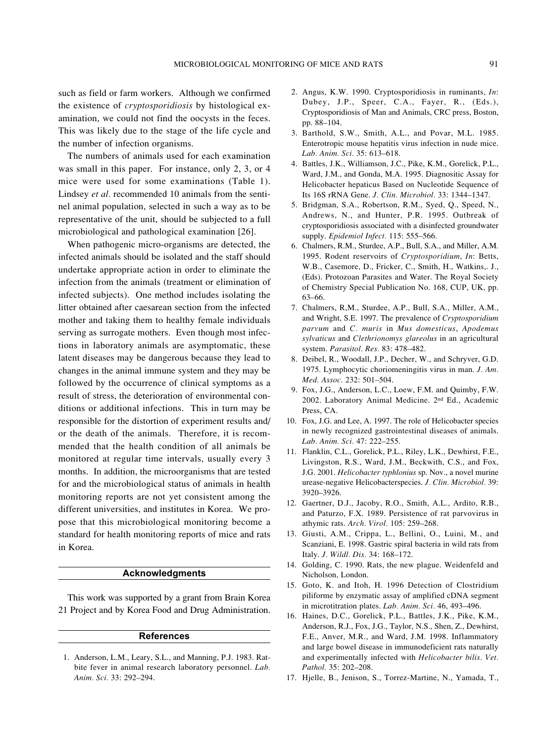such as field or farm workers. Although we confirmed the existence of *cryptosporidiosis* by histological examination, we could not find the oocysts in the feces. This was likely due to the stage of the life cycle and the number of infection organisms.

The numbers of animals used for each examination was small in this paper. For instance, only 2, 3, or 4 mice were used for some examinations (Table 1). Lindsey *et al*. recommended 10 animals from the sentinel animal population, selected in such a way as to be representative of the unit, should be subjected to a full microbiological and pathological examination [26].

When pathogenic micro-organisms are detected, the infected animals should be isolated and the staff should undertake appropriate action in order to eliminate the infection from the animals (treatment or elimination of infected subjects). One method includes isolating the litter obtained after caesarean section from the infected mother and taking them to healthy female individuals serving as surrogate mothers. Even though most infections in laboratory animals are asymptomatic, these latent diseases may be dangerous because they lead to changes in the animal immune system and they may be followed by the occurrence of clinical symptoms as a result of stress, the deterioration of environmental conditions or additional infections. This in turn may be responsible for the distortion of experiment results and/or the death of the animals. Therefore, it is recommended that the health condition of all animals be monitored at regular time intervals, usually every 3 months. In addition, the microorganisms that are tested for and the microbiological status of animals in health monitoring reports are not yet consistent among the different universities, and institutes in Korea. We propose that this microbiological monitoring become a standard for health monitoring reports of mice and rats in Korea.

## Acknowledgments

This work was supported by a grant from Brain Korea 21 Project and by Korea Food and Drug Administration.

## References

1. Anderson, L.M., Leary, S.L., and Manning, P.J. 1983. Rat-bite fever in animal research laboratory personnel. *Lab. Anim. Sci.* 33: 292–294.
2. Angus, K.W. 1990. Cryptosporidiosis in ruminants, *In*: Dubey, J.P., Speer, C.A., Fayer, R., (Eds.), Cryptosporidiosis of Man and Animals, CRC press, Boston, pp. 88–104.
3. Barthold, S.W., Smith, A.L., and Povar, M.L. 1985. Enterotropic mouse hepatitis virus infection in nude mice. *Lab. Anim. Sci.* 35: 613–618.
4. Battles, J.K., Williamson, J.C., Pike, K.M., Gorelick, P.L., Ward, J.M., and Gonda, M.A. 1995. Diagnositic Assay for Helicobacter hepaticus Based on Nucleotide Sequence of Its 16S rRNA Gene. *J. Clin. Microbiol.* 33: 1344–1347.
5. Bridgman, S.A., Robertson, R.M., Syed, Q., Speed, N., Andrews, N., and Hunter, P.R. 1995. Outbreak of cryptosporidiosis associated with a disinfected groundwater supply. *Epidemiol Infect.* 115: 555–566.
6. Chalmers, R.M., Sturdee, A.P., Bull, S.A., and Miller, A.M. 1995. Rodent reservoirs of *Cryptosporidium*, *In*: Betts, W.B., Casemore, D., Fricker, C., Smith, H., Watkins,. J., (Eds). Protozoan Parasites and Water. The Royal Society of Chemistry Special Publication No. 168, CUP, UK, pp. 63–66.
7. Chalmers, R,M., Sturdee, A.P., Bull, S.A., Miller, A.M., and Wright, S.E. 1997. The prevalence of *Cryptosporidium parvum* and *C. muris* in *Mus domesticus*, *Apodemus sylvaticus* and *Clethrionomys glareolus* in an agricultural system. *Parasitol. Res.* 83: 478–482.
8. Deibel, R., Woodall, J.P., Decher, W., and Schryver, G.D. 1975. Lymphocytic choriomeningitis virus in man. *J. Am. Med. Assoc.* 232: 501–504.
9. Fox, J.G., Anderson, L.C., Loew, F.M. and Quimby, F.W. 2002. Laboratory Animal Medicine. 2nd Ed., Academic Press, CA.
10. Fox, J.G. and Lee, A. 1997. The role of Helicobacter species in newly recognized gastrointestinal diseases of animals. *Lab. Anim. Sci.* 47: 222–255.
11. Flanklin, C.L., Gorelick, P.L., Riley, L.K., Dewhirst, F.E., Livingston, R.S., Ward, J.M., Beckwith, C.S., and Fox, J.G. 2001. *Helicobacter typhlonius* sp. Nov., a novel murine urease-negative Helicobacterspecies. *J. Clin. Microbiol.* 39: 3920–3926.
12. Gaertner, D.J., Jacoby, R.O., Smith, A.L., Ardito, R.B., and Paturzo, F.X. 1989. Persistence of rat parvovirus in athymic rats. *Arch. Virol.* 105: 259–268.
13. Giusti, A.M., Crippa, L., Bellini, O., Luini, M., and Scanziani, E. 1998. Gastric spiral bacteria in wild rats from Italy. *J. Wildl. Dis.* 34: 168–172.
14. Golding, C. 1990. Rats, the new plague. Weidenfeld and Nicholson, London.
15. Goto, K. and Itoh, H. 1996 Detection of Clostridium piliforme by enzymatic assay of amplified cDNA segment in microtitration plates. *Lab. Anim. Sci.* 46, 493–496.
16. Haines, D.C., Gorelick, P.L., Battles, J.K., Pike, K.M., Anderson, R.J., Fox, J.G., Taylor, N.S., Shen, Z., Dewhirst, F.E., Anver, M.R., and Ward, J.M. 1998. Inflammatory and large bowel disease in immunodeficient rats naturally and experimentally infected with *Helicobacter bilis*. *Vet. Pathol.* 35: 202–208.
17. Hjelle, B., Jenison, S., Torrez-Martine, N., Yamada, T.,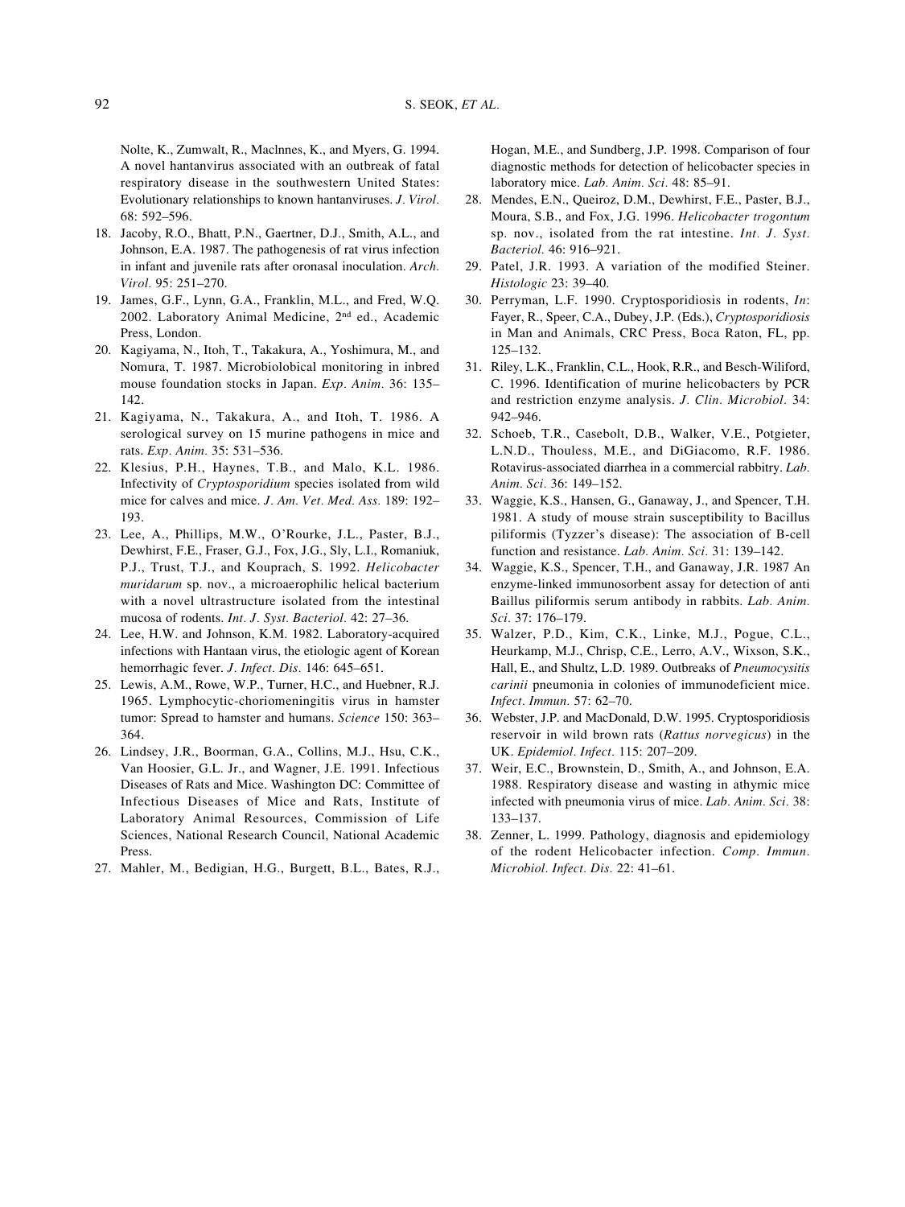Nolte, K., Zumwalt, R., Maclnnes, K., and Myers, G. 1994. A novel hantanvirus associated with an outbreak of fatal respiratory disease in the southwestern United States: Evolutionary relationships to known hantanviruses. *J. Virol.* 68: 592–596.

18. Jacoby, R.O., Bhatt, P.N., Gaertner, D.J., Smith, A.L., and Johnson, E.A. 1987. The pathogenesis of rat virus infection in infant and juvenile rats after oronasal inoculation. *Arch. Virol.* 95: 251–270.
19. James, G.F., Lynn, G.A., Franklin, M.L., and Fred, W.Q. 2002. Laboratory Animal Medicine, 2nd ed., Academic Press, London.
20. Kagiyama, N., Itoh, T., Takakura, A., Yoshimura, M., and Nomura, T. 1987. Microbiolobical monitoring in inbred mouse foundation stocks in Japan. *Exp. Anim.* 36: 135–142.
21. Kagiyama, N., Takakura, A., and Itoh, T. 1986. A serological survey on 15 murine pathogens in mice and rats. *Exp. Anim.* 35: 531–536.
22. Klesius, P.H., Haynes, T.B., and Malo, K.L. 1986. Infectivity of *Cryptosporidium* species isolated from wild mice for calves and mice. *J. Am. Vet. Med. Ass.* 189: 192–193.
23. Lee, A., Phillips, M.W., O'Rourke, J.L., Paster, B.J., Dewhirst, F.E., Fraser, G.J., Fox, J.G., Sly, L.I., Romaniuk, P.J., Trust, T.J., and Kouprach, S. 1992. *Helicobacter muridarum* sp. nov., a microaerophilic helical bacterium with a novel ultrastructure isolated from the intestinal mucosa of rodents. *Int. J. Syst. Bacteriol.* 42: 27–36.
24. Lee, H.W. and Johnson, K.M. 1982. Laboratory-acquired infections with Hantaan virus, the etiologic agent of Korean hemorrhagic fever. *J. Infect. Dis.* 146: 645–651.
25. Lewis, A.M., Rowe, W.P., Turner, H.C., and Huebner, R.J. 1965. Lymphocytic-choriomeningitis virus in hamster tumor: Spread to hamster and humans. *Science* 150: 363–364.
26. Lindsey, J.R., Boorman, G.A., Collins, M.J., Hsu, C.K., Van Hoosier, G.L. Jr., and Wagner, J.E. 1991. Infectious Diseases of Rats and Mice. Washington DC: Committee of Infectious Diseases of Mice and Rats, Institute of Laboratory Animal Resources, Commission of Life Sciences, National Research Council, National Academic Press.
27. Mahler, M., Bedigian, H.G., Burgett, B.L., Bates, R.J., Hogan, M.E., and Sundberg, J.P. 1998. Comparison of four diagnostic methods for detection of helicobacter species in laboratory mice. *Lab. Anim. Sci.* 48: 85–91.
28. Mendes, E.N., Queiroz, D.M., Dewhirst, F.E., Paster, B.J., Moura, S.B., and Fox, J.G. 1996. *Helicobacter trogontum* sp. nov., isolated from the rat intestine. *Int. J. Syst. Bacteriol.* 46: 916–921.
29. Patel, J.R. 1993. A variation of the modified Steiner. *Histologic* 23: 39–40.
30. Perryman, L.F. 1990. Cryptosporidiosis in rodents, *In*: Fayer, R., Speer, C.A., Dubey, J.P. (Eds.), *Cryptosporidiosis* in Man and Animals, CRC Press, Boca Raton, FL, pp. 125–132.
31. Riley, L.K., Franklin, C.L., Hook, R.R., and Besch-Wiliford, C. 1996. Identification of murine helicobacters by PCR and restriction enzyme analysis. *J. Clin. Microbiol.* 34: 942–946.
32. Schoeb, T.R., Casebolt, D.B., Walker, V.E., Potgieter, L.N.D., Thouless, M.E., and DiGiacomo, R.F. 1986. Rotavirus-associated diarrhea in a commercial rabbitry. *Lab. Anim. Sci.* 36: 149–152.
33. Waggie, K.S., Hansen, G., Ganaway, J., and Spencer, T.H. 1981. A study of mouse strain susceptibility to Bacillus piliformis (Tyzzer's disease): The association of B-cell function and resistance. *Lab. Anim. Sci.* 31: 139–142.
34. Waggie, K.S., Spencer, T.H., and Ganaway, J.R. 1987 An enzyme-linked immunosorbent assay for detection of anti Baillus piliformis serum antibody in rabbits. *Lab. Anim. Sci.* 37: 176–179.
35. Walzer, P.D., Kim, C.K., Linke, M.J., Pogue, C.L., Heurkamp, M.J., Chrisp, C.E., Lerro, A.V., Wixson, S.K., Hall, E., and Shultz, L.D. 1989. Outbreaks of *Pneumocysitis carinii* pneumonia in colonies of immunodeficient mice. *Infect. Immun.* 57: 62–70.
36. Webster, J.P. and MacDonald, D.W. 1995. Cryptosporidiosis reservoir in wild brown rats (*Rattus norvegicus*) in the UK. *Epidemiol. Infect.* 115: 207–209.
37. Weir, E.C., Brownstein, D., Smith, A., and Johnson, E.A. 1988. Respiratory disease and wasting in athymic mice infected with pneumonia virus of mice. *Lab. Anim. Sci.* 38: 133–137.
38. Zenner, L. 1999. Pathology, diagnosis and epidemiology of the rodent Helicobacter infection. *Comp. Immun. Microbiol. Infect. Dis.* 22: 41–61.